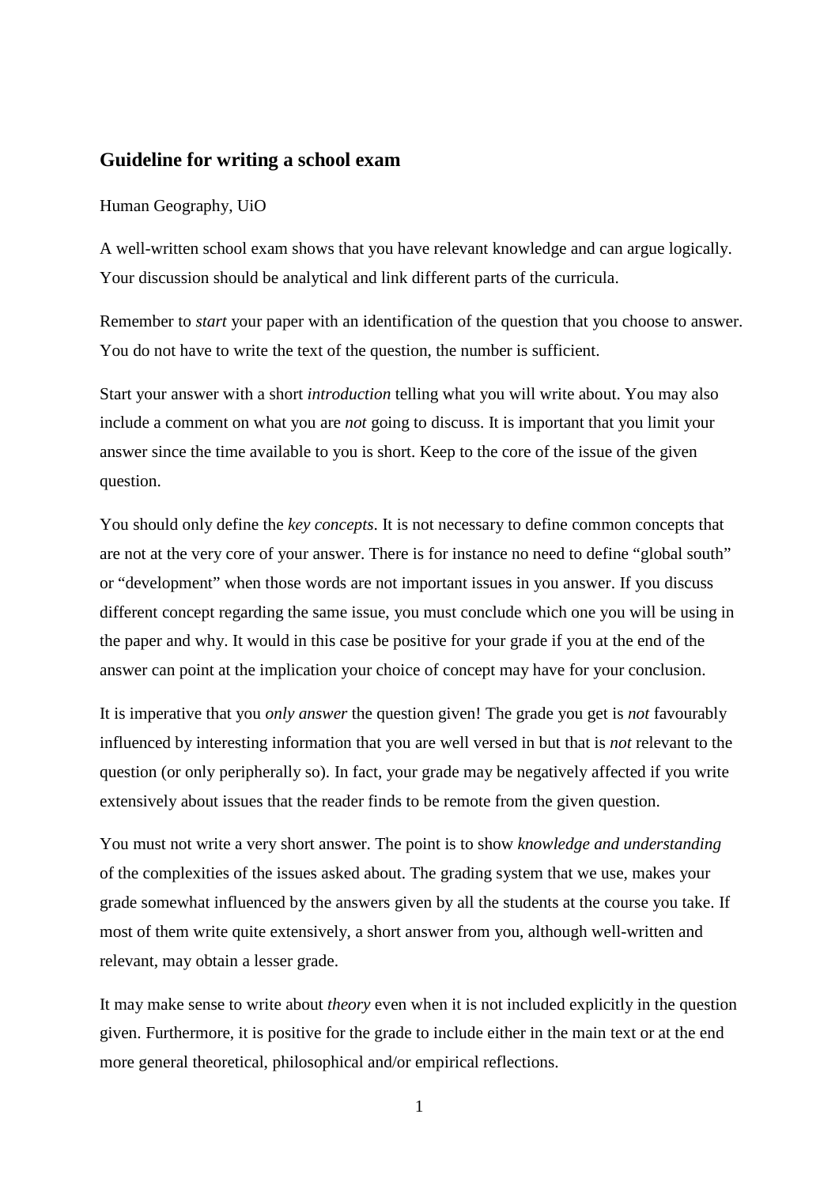## Guideline for writing a school exam

Human Geography, UiO

A well-written school exam shows that you have relevant knowledge and can argue logically. Your discussion should be analytical and link different parts of the curricula.

Remember to *start* your paper with an identification of the question that you choose to answer. You do not have to write the text of the question, the number is sufficient.

Start your answer with a short *introduction* telling what you will write about. You may also include a comment on what you are *not* going to discuss. It is important that you limit your answer since the time available to you is short. Keep to the core of the issue of the given question.

You should only define the *key concepts*. It is not necessary to define common concepts that are not at the very core of your answer. There is for instance no need to define "global south" or "development" when those words are not important issues in you answer. If you discuss different concept regarding the same issue, you must conclude which one you will be using in the paper and why. It would in this case be positive for your grade if you at the end of the answer can point at the implication your choice of concept may have for your conclusion.

It is imperative that you *only answer* the question given! The grade you get is *not* favourably influenced by interesting information that you are well versed in but that is *not* relevant to the question (or only peripherally so). In fact, your grade may be negatively affected if you write extensively about issues that the reader finds to be remote from the given question.

You must not write a very short answer. The point is to show *knowledge and understanding* of the complexities of the issues asked about. The grading system that we use, makes your grade somewhat influenced by the answers given by all the students at the course you take. If most of them write quite extensively, a short answer from you, although well-written and relevant, may obtain a lesser grade.

It may make sense to write about *theory* even when it is not included explicitly in the question given. Furthermore, it is positive for the grade to include either in the main text or at the end more general theoretical, philosophical and/or empirical reflections.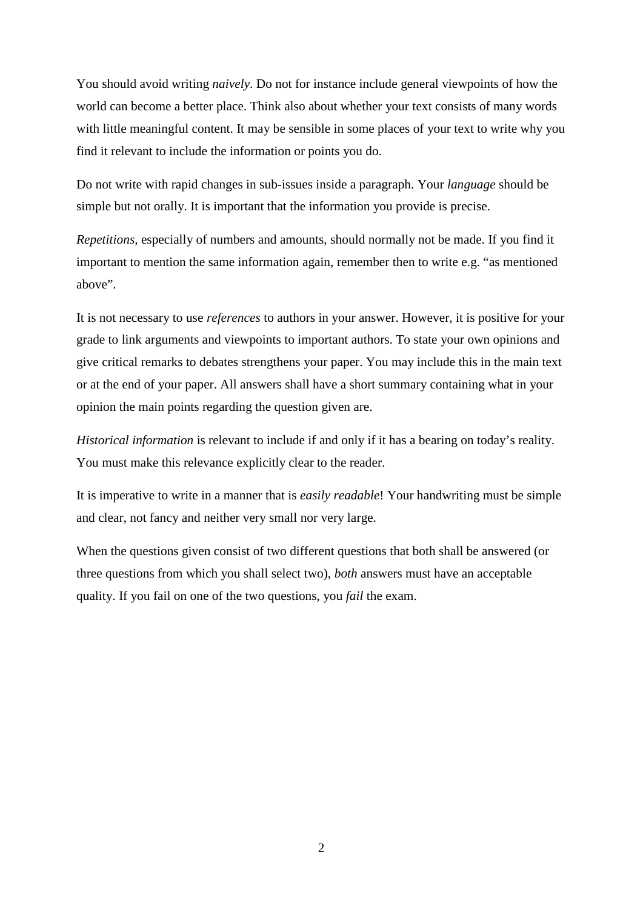You should avoid writing *naively*. Do not for instance include general viewpoints of how the world can become a better place. Think also about whether your text consists of many words with little meaningful content. It may be sensible in some places of your text to write why you find it relevant to include the information or points you do.

Do not write with rapid changes in sub-issues inside a paragraph. Your *language* should be simple but not orally. It is important that the information you provide is precise.

*Repetitions*, especially of numbers and amounts, should normally not be made. If you find it important to mention the same information again, remember then to write e.g. "as mentioned above".

It is not necessary to use *references* to authors in your answer. However, it is positive for your grade to link arguments and viewpoints to important authors. To state your own opinions and give critical remarks to debates strengthens your paper. You may include this in the main text or at the end of your paper. All answers shall have a short summary containing what in your opinion the main points regarding the question given are.

*Historical information* is relevant to include if and only if it has a bearing on today's reality. You must make this relevance explicitly clear to the reader.

It is imperative to write in a manner that is *easily readable*! Your handwriting must be simple and clear, not fancy and neither very small nor very large.

When the questions given consist of two different questions that both shall be answered (or three questions from which you shall select two), *both* answers must have an acceptable quality. If you fail on one of the two questions, you *fail* the exam.